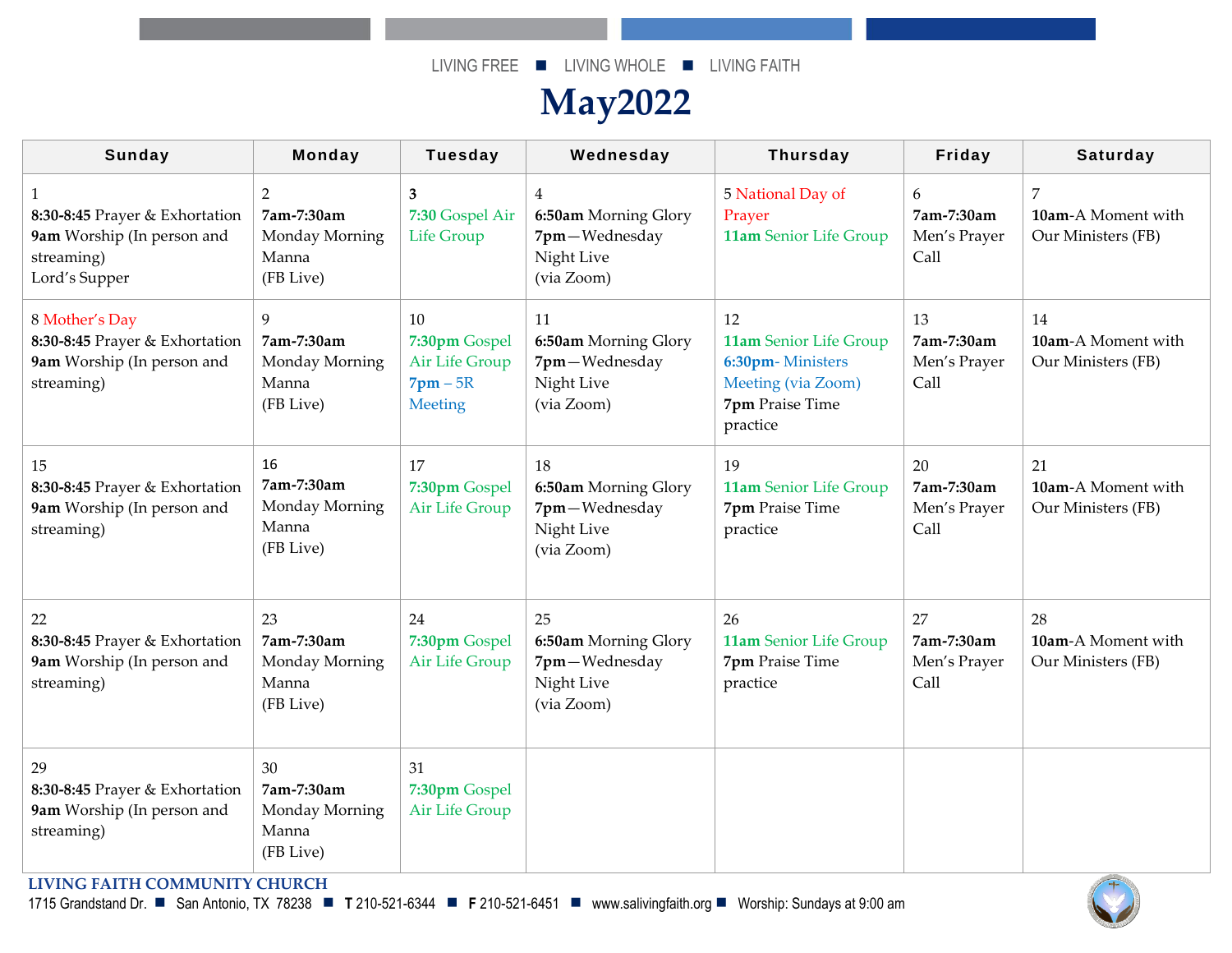LIVING FREE ■ LIVING WHOLE ■ LIVING FAITH

# May2022

| Sunday | Monday | Tuesday | Wednesday | Thursday | Friday | Saturday |
|---|---|---|---|---|---|---|
| 1<br>**8:30-8:45** Prayer & Exhortation<br>**9am** Worship (In person and streaming)<br>Lord's Supper | 2<br>**7am-7:30am** Monday Morning Manna<br>(FB Live) | **3**<br>**7:30** Gospel Air Life Group | 4<br>**6:50am** Morning Glory<br>**7pm**—Wednesday Night Live<br>(via Zoom) | 5 National Day of Prayer<br>**11am** Senior Life Group | 6<br>**7am-7:30am** Men's Prayer Call | 7<br>**10am**-A Moment with Our Ministers (FB) |
| 8 Mother's Day<br>**8:30-8:45** Prayer & Exhortation<br>**9am** Worship (In person and streaming) | 9<br>**7am-7:30am** Monday Morning Manna<br>(FB Live) | 10<br>**7:30pm** Gospel Air Life Group<br>**7pm** – 5R Meeting | 11<br>**6:50am** Morning Glory<br>**7pm**—Wednesday Night Live<br>(via Zoom) | 12<br>**11am** Senior Life Group<br>**6:30pm**- Ministers Meeting (via Zoom)<br>**7pm** Praise Time practice | 13<br>**7am-7:30am** Men's Prayer Call | 14<br>**10am**-A Moment with Our Ministers (FB) |
| 15<br>**8:30-8:45** Prayer & Exhortation<br>**9am** Worship (In person and streaming) | 16<br>**7am-7:30am** Monday Morning Manna<br>(FB Live) | 17<br>**7:30pm** Gospel Air Life Group | 18<br>**6:50am** Morning Glory<br>**7pm**—Wednesday Night Live<br>(via Zoom) | 19<br>**11am** Senior Life Group<br>**7pm** Praise Time practice | 20<br>**7am-7:30am** Men's Prayer Call | 21<br>**10am**-A Moment with Our Ministers (FB) |
| 22<br>**8:30-8:45** Prayer & Exhortation<br>**9am** Worship (In person and streaming) | 23<br>**7am-7:30am** Monday Morning Manna<br>(FB Live) | 24<br>**7:30pm** Gospel Air Life Group | 25<br>**6:50am** Morning Glory<br>**7pm**—Wednesday Night Live<br>(via Zoom) | 26<br>**11am** Senior Life Group<br>**7pm** Praise Time practice | 27<br>**7am-7:30am** Men's Prayer Call | 28<br>**10am**-A Moment with Our Ministers (FB) |
| 29<br>**8:30-8:45** Prayer & Exhortation<br>**9am** Worship (In person and streaming) | 30<br>**7am-7:30am** Monday Morning Manna<br>(FB Live) | 31<br>**7:30pm** Gospel Air Life Group | | | | |

**LIVING FAITH COMMUNITY CHURCH**
1715 Grandstand Dr. ■ San Antonio, TX 78238 ■ **T** 210-521-6344 ■ **F** 210-521-6451 ■ www.salivingfaith.org ■ Worship: Sundays at 9:00 am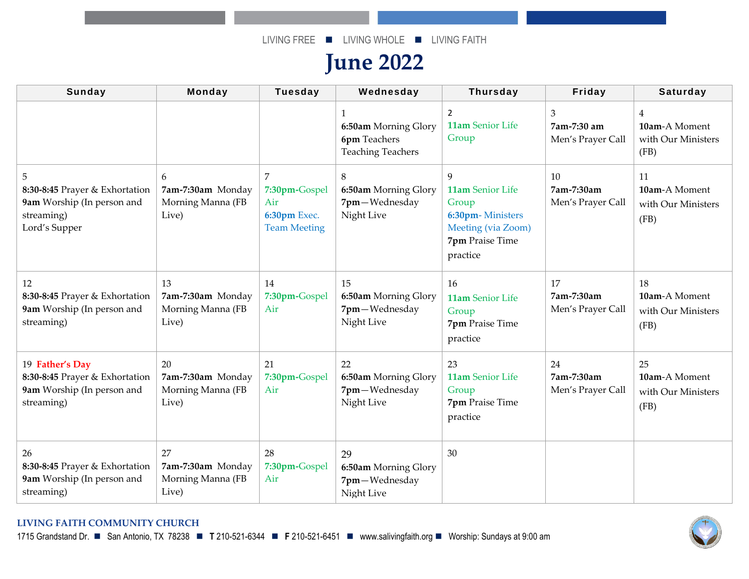LIVING FREE ■ LIVING WHOLE ■ LIVING FAITH

# June 2022

| Sunday | Monday | Tuesday | Wednesday | Thursday | Friday | Saturday |
|---|---|---|---|---|---|---|
| | | | 1<br>**6:50am** Morning Glory<br>**6pm** Teachers Teaching Teachers | 2<br>**11am** Senior Life Group | 3<br>**7am-7:30 am** Men's Prayer Call | 4<br>**10am**-A Moment with Our Ministers (FB) |
| 5<br>**8:30-8:45** Prayer & Exhortation<br>**9am** Worship (In person and streaming)<br>Lord's Supper | 6<br>**7am-7:30am** Monday Morning Manna (FB Live) | 7<br>**7:30pm**-Gospel Air<br>**6:30pm** Exec. Team Meeting | 8<br>**6:50am** Morning Glory<br>**7pm**—Wednesday Night Live | 9<br>**11am** Senior Life Group<br>**6:30pm**- Ministers Meeting (via Zoom)<br>**7pm** Praise Time practice | 10<br>**7am-7:30am** Men's Prayer Call | 11<br>**10am**-A Moment with Our Ministers (FB) |
| 12<br>**8:30-8:45** Prayer & Exhortation<br>**9am** Worship (In person and streaming) | 13<br>**7am-7:30am** Monday Morning Manna (FB Live) | 14<br>**7:30pm**-Gospel Air | 15<br>**6:50am** Morning Glory<br>**7pm**—Wednesday Night Live | 16<br>**11am** Senior Life Group<br>**7pm** Praise Time practice | 17<br>**7am-7:30am** Men's Prayer Call | 18<br>**10am**-A Moment with Our Ministers (FB) |
| 19 Father's Day<br>**8:30-8:45** Prayer & Exhortation<br>**9am** Worship (In person and streaming) | 20<br>**7am-7:30am** Monday Morning Manna (FB Live) | 21<br>**7:30pm**-Gospel Air | 22<br>**6:50am** Morning Glory<br>**7pm**—Wednesday Night Live | 23<br>**11am** Senior Life Group<br>**7pm** Praise Time practice | 24<br>**7am-7:30am** Men's Prayer Call | 25<br>**10am**-A Moment with Our Ministers (FB) |
| 26<br>**8:30-8:45** Prayer & Exhortation<br>**9am** Worship (In person and streaming) | 27<br>**7am-7:30am** Monday Morning Manna (FB Live) | 28<br>**7:30pm**-Gospel Air | 29<br>**6:50am** Morning Glory<br>**7pm**—Wednesday Night Live | 30 | | |

**LIVING FAITH COMMUNITY CHURCH**

1715 Grandstand Dr. ■ San Antonio, TX 78238 ■ **T** 210-521-6344 ■ **F** 210-521-6451 ■ www.salivingfaith.org ■ Worship: Sundays at 9:00 am